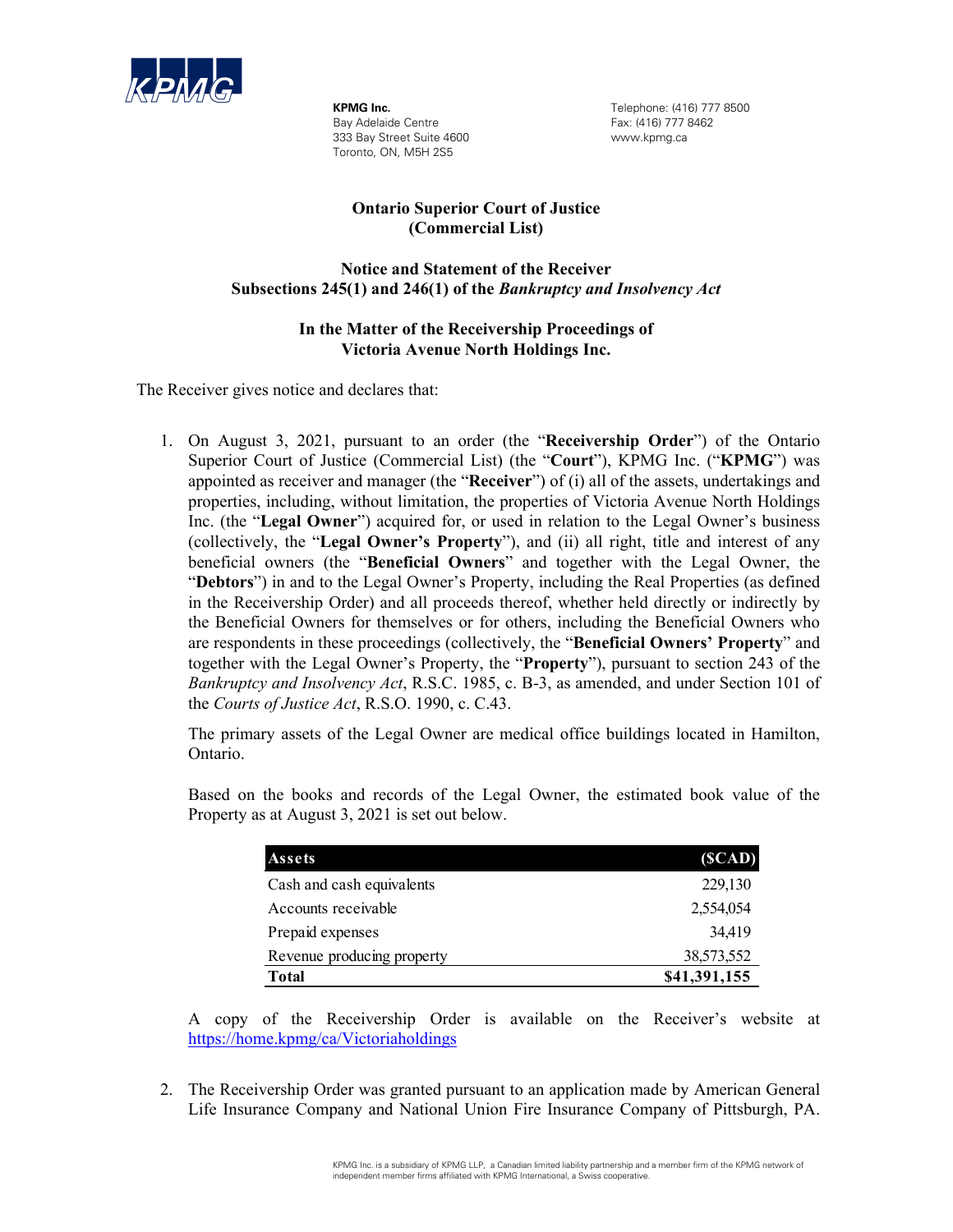**KPMG Inc.**
Bay Adelaide Centre
333 Bay Street Suite 4600
Toronto, ON, M5H 2S5

Telephone: (416) 777 8500
Fax: (416) 777 8462
www.kpmg.ca

**Ontario Superior Court of Justice**
**(Commercial List)**

**Notice and Statement of the Receiver**
**Subsections 245(1) and 246(1) of the *Bankruptcy and Insolvency Act***

**In the Matter of the Receivership Proceedings of**
**Victoria Avenue North Holdings Inc.**

The Receiver gives notice and declares that:

1. On August 3, 2021, pursuant to an order (the "**Receivership Order**") of the Ontario Superior Court of Justice (Commercial List) (the "**Court**"), KPMG Inc. ("**KPMG**") was appointed as receiver and manager (the "**Receiver**") of (i) all of the assets, undertakings and properties, including, without limitation, the properties of Victoria Avenue North Holdings Inc. (the "**Legal Owner**") acquired for, or used in relation to the Legal Owner's business (collectively, the "**Legal Owner's Property**"), and (ii) all right, title and interest of any beneficial owners (the "**Beneficial Owners**" and together with the Legal Owner, the "**Debtors**") in and to the Legal Owner's Property, including the Real Properties (as defined in the Receivership Order) and all proceeds thereof, whether held directly or indirectly by the Beneficial Owners for themselves or for others, including the Beneficial Owners who are respondents in these proceedings (collectively, the "**Beneficial Owners' Property**" and together with the Legal Owner's Property, the "**Property**"), pursuant to section 243 of the *Bankruptcy and Insolvency Act*, R.S.C. 1985, c. B-3, as amended, and under Section 101 of the *Courts of Justice Act*, R.S.O. 1990, c. C.43.

   The primary assets of the Legal Owner are medical office buildings located in Hamilton, Ontario.

   Based on the books and records of the Legal Owner, the estimated book value of the Property as at August 3, 2021 is set out below.

| Assets | ($CAD) |
|---|---|
| Cash and cash equivalents | 229,130 |
| Accounts receivable | 2,554,054 |
| Prepaid expenses | 34,419 |
| Revenue producing property | 38,573,552 |
| **Total** | **$41,391,155** |

   A copy of the Receivership Order is available on the Receiver's website at https://home.kpmg/ca/Victoriaholdings

2. The Receivership Order was granted pursuant to an application made by American General Life Insurance Company and National Union Fire Insurance Company of Pittsburgh, PA.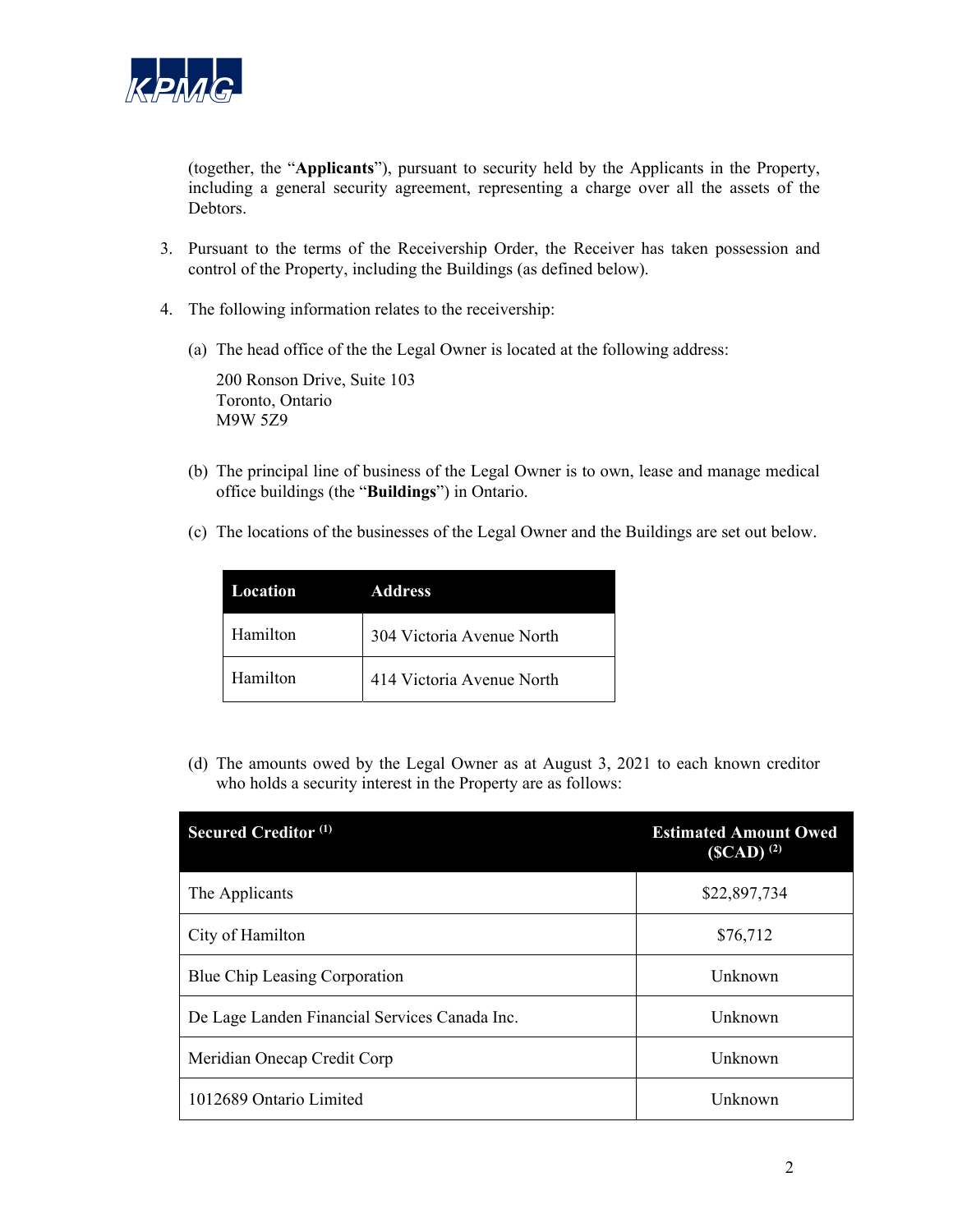(together, the "**Applicants**"), pursuant to security held by the Applicants in the Property, including a general security agreement, representing a charge over all the assets of the Debtors.

3. Pursuant to the terms of the Receivership Order, the Receiver has taken possession and control of the Property, including the Buildings (as defined below).

4. The following information relates to the receivership:

   (a) The head office of the the Legal Owner is located at the following address:

   200 Ronson Drive, Suite 103
   Toronto, Ontario
   M9W 5Z9

   (b) The principal line of business of the Legal Owner is to own, lease and manage medical office buildings (the "**Buildings**") in Ontario.

   (c) The locations of the businesses of the Legal Owner and the Buildings are set out below.

| Location | Address |
|---|---|
| Hamilton | 304 Victoria Avenue North |
| Hamilton | 414 Victoria Avenue North |

   (d) The amounts owed by the Legal Owner as at August 3, 2021 to each known creditor who holds a security interest in the Property are as follows:

| Secured Creditor [1] | Estimated Amount Owed ($CAD) [2] |
|---|---|
| The Applicants | $22,897,734 |
| City of Hamilton | $76,712 |
| Blue Chip Leasing Corporation | Unknown |
| De Lage Landen Financial Services Canada Inc. | Unknown |
| Meridian Onecap Credit Corp | Unknown |
| 1012689 Ontario Limited | Unknown |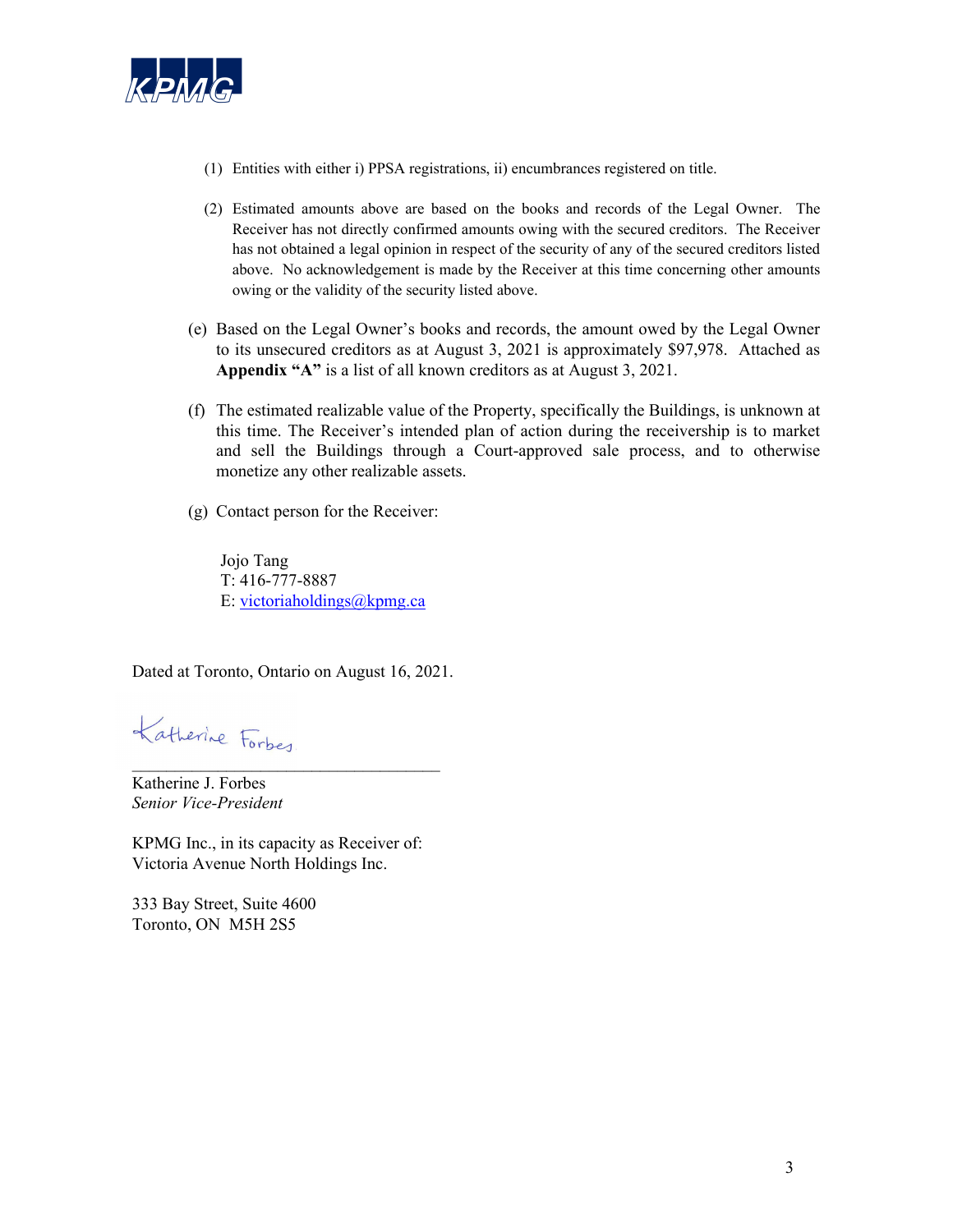(1) Entities with either i) PPSA registrations, ii) encumbrances registered on title.

(2) Estimated amounts above are based on the books and records of the Legal Owner. The Receiver has not directly confirmed amounts owing with the secured creditors. The Receiver has not obtained a legal opinion in respect of the security of any of the secured creditors listed above. No acknowledgement is made by the Receiver at this time concerning other amounts owing or the validity of the security listed above.

(e) Based on the Legal Owner's books and records, the amount owed by the Legal Owner to its unsecured creditors as at August 3, 2021 is approximately $97,978. Attached as **Appendix "A"** is a list of all known creditors as at August 3, 2021.

(f) The estimated realizable value of the Property, specifically the Buildings, is unknown at this time. The Receiver's intended plan of action during the receivership is to market and sell the Buildings through a Court-approved sale process, and to otherwise monetize any other realizable assets.

(g) Contact person for the Receiver:

Jojo Tang
T: 416-777-8887
E: victoriaholdings@kpmg.ca

Dated at Toronto, Ontario on August 16, 2021.

Katherine Forbes
_______________________________

Katherine J. Forbes
*Senior Vice-President*

KPMG Inc., in its capacity as Receiver of:
Victoria Avenue North Holdings Inc.

333 Bay Street, Suite 4600
Toronto, ON M5H 2S5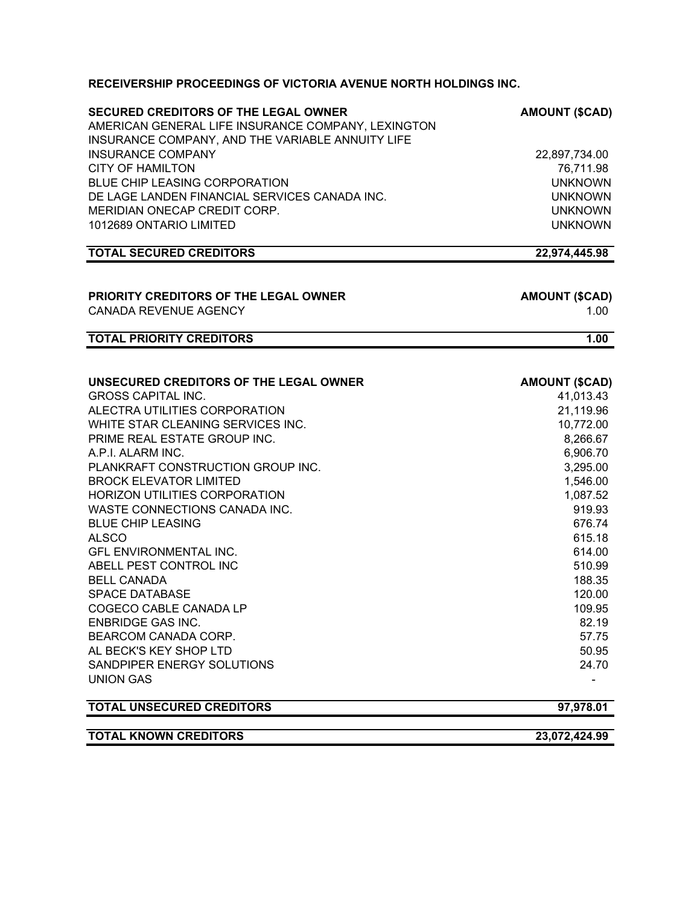**RECEIVERSHIP PROCEEDINGS OF VICTORIA AVENUE NORTH HOLDINGS INC.**

| SECURED CREDITORS OF THE LEGAL OWNER | AMOUNT ($CAD) |
|---|---|
| AMERICAN GENERAL LIFE INSURANCE COMPANY, LEXINGTON INSURANCE COMPANY, AND THE VARIABLE ANNUITY LIFE INSURANCE COMPANY | 22,897,734.00 |
| CITY OF HAMILTON | 76,711.98 |
| BLUE CHIP LEASING CORPORATION | UNKNOWN |
| DE LAGE LANDEN FINANCIAL SERVICES CANADA INC. | UNKNOWN |
| MERIDIAN ONECAP CREDIT CORP. | UNKNOWN |
| 1012689 ONTARIO LIMITED | UNKNOWN |
| **TOTAL SECURED CREDITORS** | **22,974,445.98** |

| PRIORITY CREDITORS OF THE LEGAL OWNER | AMOUNT ($CAD) |
|---|---|
| CANADA REVENUE AGENCY | 1.00 |
| **TOTAL PRIORITY CREDITORS** | **1.00** |

| UNSECURED CREDITORS OF THE LEGAL OWNER | AMOUNT ($CAD) |
|---|---|
| GROSS CAPITAL INC. | 41,013.43 |
| ALECTRA UTILITIES CORPORATION | 21,119.96 |
| WHITE STAR CLEANING SERVICES INC. | 10,772.00 |
| PRIME REAL ESTATE GROUP INC. | 8,266.67 |
| A.P.I. ALARM INC. | 6,906.70 |
| PLANKRAFT CONSTRUCTION GROUP INC. | 3,295.00 |
| BROCK ELEVATOR LIMITED | 1,546.00 |
| HORIZON UTILITIES CORPORATION | 1,087.52 |
| WASTE CONNECTIONS CANADA INC. | 919.93 |
| BLUE CHIP LEASING | 676.74 |
| ALSCO | 615.18 |
| GFL ENVIRONMENTAL INC. | 614.00 |
| ABELL PEST CONTROL INC | 510.99 |
| BELL CANADA | 188.35 |
| SPACE DATABASE | 120.00 |
| COGECO CABLE CANADA LP | 109.95 |
| ENBRIDGE GAS INC. | 82.19 |
| BEARCOM CANADA CORP. | 57.75 |
| AL BECK'S KEY SHOP LTD | 50.95 |
| SANDPIPER ENERGY SOLUTIONS | 24.70 |
| UNION GAS | - |
| **TOTAL UNSECURED CREDITORS** | **97,978.01** |

| | |
|---|---|
| **TOTAL KNOWN CREDITORS** | **23,072,424.99** |